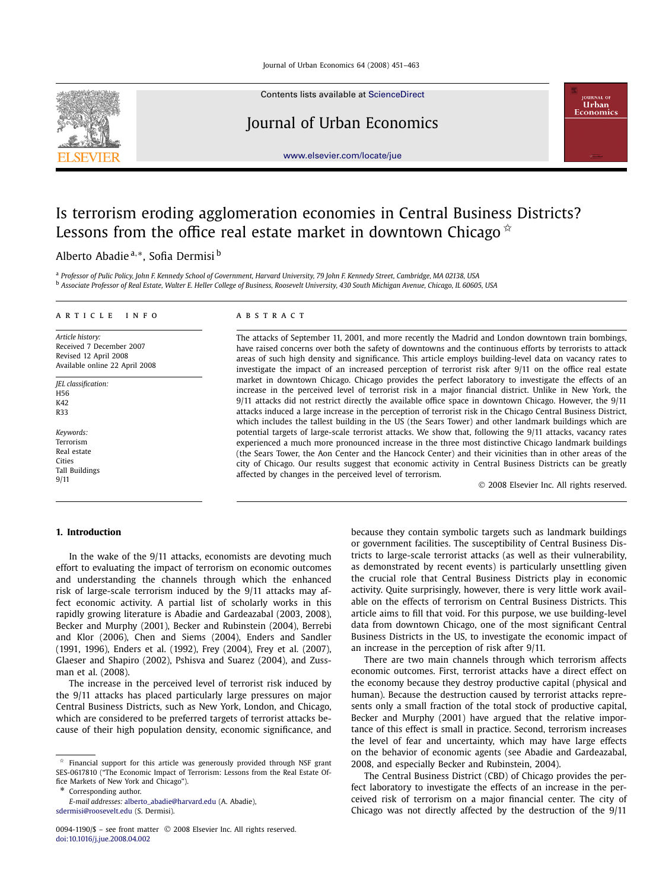# Is terrorism eroding agglomeration economies in Central Business Districts? Lessons from the office real estate market in downtown Chicago ☆

Alberto Abadie [a,*], Sofia Dermisi [b]

[a] Professor of Pulic Policy, John F. Kennedy School of Government, Harvard University, 79 John F. Kennedy Street, Cambridge, MA 02138, USA

[b] Associate Professor of Real Estate, Walter E. Heller College of Business, Roosevelt University, 430 South Michigan Avenue, Chicago, IL 60605, USA

**ARTICLE INFO**

*Article history:*
Received 7 December 2007
Revised 12 April 2008
Available online 22 April 2008

*JEL classification:*
H56
K42
R33

*Keywords:*
Terrorism
Real estate
Cities
Tall Buildings
9/11

**ABSTRACT**

The attacks of September 11, 2001, and more recently the Madrid and London downtown train bombings, have raised concerns over both the safety of downtowns and the continuous efforts by terrorists to attack areas of such high density and significance. This article employs building-level data on vacancy rates to investigate the impact of an increased perception of terrorist risk after 9/11 on the office real estate market in downtown Chicago. Chicago provides the perfect laboratory to investigate the effects of an increase in the perceived level of terrorist risk in a major financial district. Unlike in New York, the 9/11 attacks did not restrict directly the available office space in downtown Chicago. However, the 9/11 attacks induced a large increase in the perception of terrorist risk in the Chicago Central Business District, which includes the tallest building in the US (the Sears Tower) and other landmark buildings which are potential targets of large-scale terrorist attacks. We show that, following the 9/11 attacks, vacancy rates experienced a much more pronounced increase in the three most distinctive Chicago landmark buildings (the Sears Tower, the Aon Center and the Hancock Center) and their vicinities than in other areas of the city of Chicago. Our results suggest that economic activity in Central Business Districts can be greatly affected by changes in the perceived level of terrorism.

© 2008 Elsevier Inc. All rights reserved.

## 1. Introduction

In the wake of the 9/11 attacks, economists are devoting much effort to evaluating the impact of terrorism on economic outcomes and understanding the channels through which the enhanced risk of large-scale terrorism induced by the 9/11 attacks may affect economic activity. A partial list of scholarly works in this rapidly growing literature is Abadie and Gardeazabal (2003, 2008), Becker and Murphy (2001), Becker and Rubinstein (2004), Berrebi and Klor (2006), Chen and Siems (2004), Enders and Sandler (1991, 1996), Enders et al. (1992), Frey (2004), Frey et al. (2007), Glaeser and Shapiro (2002), Pshisva and Suarez (2004), and Zussman et al. (2008).

The increase in the perceived level of terrorist risk induced by the 9/11 attacks has placed particularly large pressures on major Central Business Districts, such as New York, London, and Chicago, which are considered to be preferred targets of terrorist attacks because of their high population density, economic significance, and because they contain symbolic targets such as landmark buildings or government facilities. The susceptibility of Central Business Districts to large-scale terrorist attacks (as well as their vulnerability, as demonstrated by recent events) is particularly unsettling given the crucial role that Central Business Districts play in economic activity. Quite surprisingly, however, there is very little work available on the effects of terrorism on Central Business Districts. This article aims to fill that void. For this purpose, we use building-level data from downtown Chicago, one of the most significant Central Business Districts in the US, to investigate the economic impact of an increase in the perception of risk after 9/11.

There are two main channels through which terrorism affects economic outcomes. First, terrorist attacks have a direct effect on the economy because they destroy productive capital (physical and human). Because the destruction caused by terrorist attacks represents only a small fraction of the total stock of productive capital, Becker and Murphy (2001) have argued that the relative importance of this effect is small in practice. Second, terrorism increases the level of fear and uncertainty, which may have large effects on the behavior of economic agents (see Abadie and Gardeazabal, 2008, and especially Becker and Rubinstein, 2004).

The Central Business District (CBD) of Chicago provides the perfect laboratory to investigate the effects of an increase in the perceived risk of terrorism on a major financial center. The city of Chicago was not directly affected by the destruction of the 9/11

☆ Financial support for this article was generously provided through NSF grant SES-0617810 ("The Economic Impact of Terrorism: Lessons from the Real Estate Office Markets of New York and Chicago").

\* Corresponding author.

*E-mail addresses:* alberto_abadie@harvard.edu (A. Abadie), sdermisi@roosevelt.edu (S. Dermisi).

0094-1190/$ – see front matter © 2008 Elsevier Inc. All rights reserved.
doi:10.1016/j.jue.2008.04.002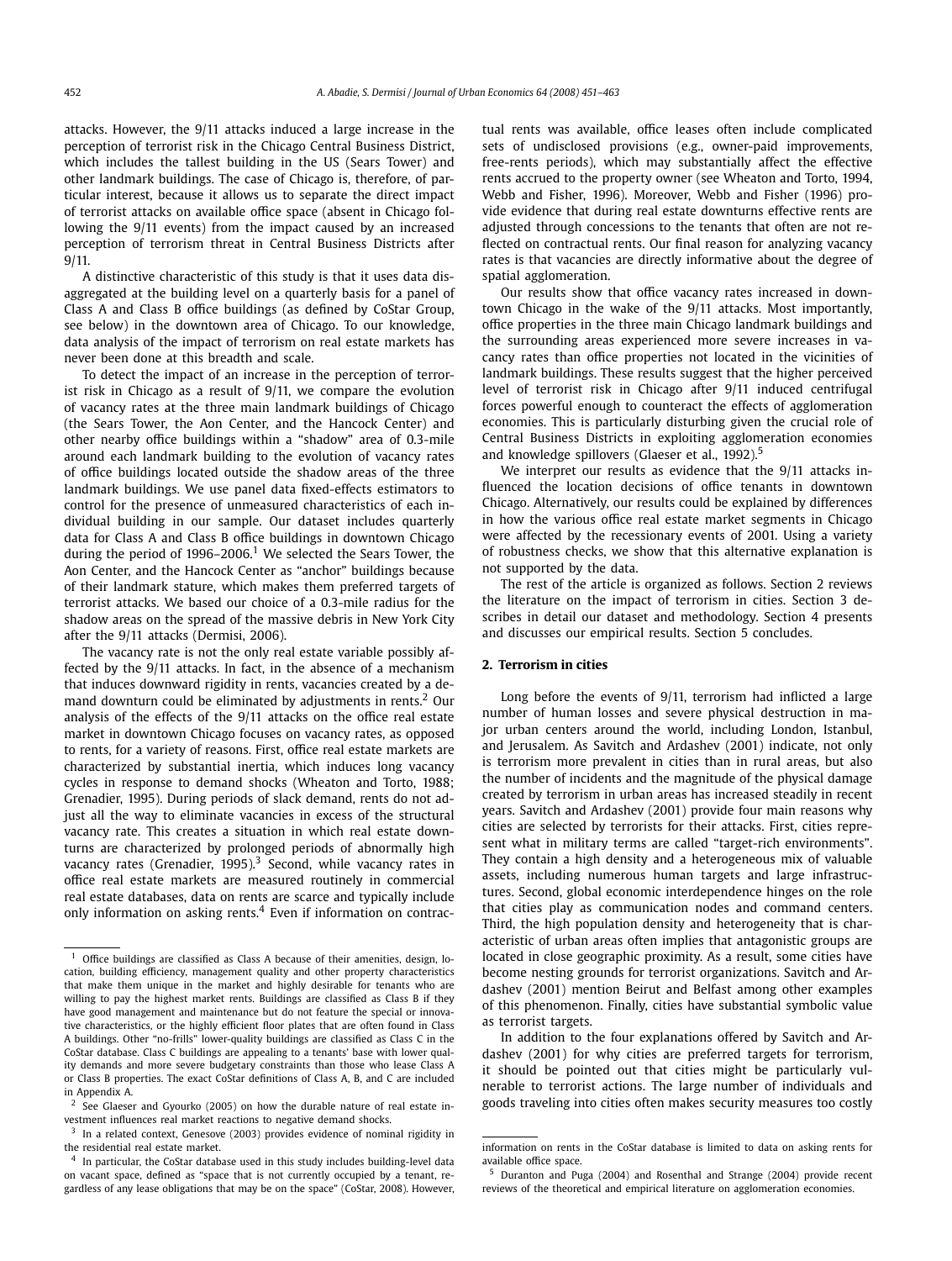attacks. However, the 9/11 attacks induced a large increase in the perception of terrorist risk in the Chicago Central Business District, which includes the tallest building in the US (Sears Tower) and other landmark buildings. The case of Chicago is, therefore, of particular interest, because it allows us to separate the direct impact of terrorist attacks on available office space (absent in Chicago following the 9/11 events) from the impact caused by an increased perception of terrorism threat in Central Business Districts after 9/11.

A distinctive characteristic of this study is that it uses data disaggregated at the building level on a quarterly basis for a panel of Class A and Class B office buildings (as defined by CoStar Group, see below) in the downtown area of Chicago. To our knowledge, data analysis of the impact of terrorism on real estate markets has never been done at this breadth and scale.

To detect the impact of an increase in the perception of terrorist risk in Chicago as a result of 9/11, we compare the evolution of vacancy rates at the three main landmark buildings of Chicago (the Sears Tower, the Aon Center, and the Hancock Center) and other nearby office buildings within a "shadow" area of 0.3-mile around each landmark building to the evolution of vacancy rates of office buildings located outside the shadow areas of the three landmark buildings. We use panel data fixed-effects estimators to control for the presence of unmeasured characteristics of each individual building in our sample. Our dataset includes quarterly data for Class A and Class B office buildings in downtown Chicago during the period of 1996–2006.[1] We selected the Sears Tower, the Aon Center, and the Hancock Center as "anchor" buildings because of their landmark stature, which makes them preferred targets of terrorist attacks. We based our choice of a 0.3-mile radius for the shadow areas on the spread of the massive debris in New York City after the 9/11 attacks (Dermisi, 2006).

The vacancy rate is not the only real estate variable possibly affected by the 9/11 attacks. In fact, in the absence of a mechanism that induces downward rigidity in rents, vacancies created by a demand downturn could be eliminated by adjustments in rents.[2] Our analysis of the effects of the 9/11 attacks on the office real estate market in downtown Chicago focuses on vacancy rates, as opposed to rents, for a variety of reasons. First, office real estate markets are characterized by substantial inertia, which induces long vacancy cycles in response to demand shocks (Wheaton and Torto, 1988; Grenadier, 1995). During periods of slack demand, rents do not adjust all the way to eliminate vacancies in excess of the structural vacancy rate. This creates a situation in which real estate downturns are characterized by prolonged periods of abnormally high vacancy rates (Grenadier, 1995).[3] Second, while vacancy rates in office real estate markets are measured routinely in commercial real estate databases, data on rents are scarce and typically include only information on asking rents.[4] Even if information on contractual rents was available, office leases often include complicated sets of undisclosed provisions (e.g., owner-paid improvements, free-rents periods), which may substantially affect the effective rents accrued to the property owner (see Wheaton and Torto, 1994, Webb and Fisher, 1996). Moreover, Webb and Fisher (1996) provide evidence that during real estate downturns effective rents are adjusted through concessions to the tenants that often are not reflected on contractual rents. Our final reason for analyzing vacancy rates is that vacancies are directly informative about the degree of spatial agglomeration.

Our results show that office vacancy rates increased in downtown Chicago in the wake of the 9/11 attacks. Most importantly, office properties in the three main Chicago landmark buildings and the surrounding areas experienced more severe increases in vacancy rates than office properties not located in the vicinities of landmark buildings. These results suggest that the higher perceived level of terrorist risk in Chicago after 9/11 induced centrifugal forces powerful enough to counteract the effects of agglomeration economies. This is particularly disturbing given the crucial role of Central Business Districts in exploiting agglomeration economies and knowledge spillovers (Glaeser et al., 1992).[5]

We interpret our results as evidence that the 9/11 attacks influenced the location decisions of office tenants in downtown Chicago. Alternatively, our results could be explained by differences in how the various office real estate market segments in Chicago were affected by the recessionary events of 2001. Using a variety of robustness checks, we show that this alternative explanation is not supported by the data.

The rest of the article is organized as follows. Section 2 reviews the literature on the impact of terrorism in cities. Section 3 describes in detail our dataset and methodology. Section 4 presents and discusses our empirical results. Section 5 concludes.

## 2. Terrorism in cities

Long before the events of 9/11, terrorism had inflicted a large number of human losses and severe physical destruction in major urban centers around the world, including London, Istanbul, and Jerusalem. As Savitch and Ardashev (2001) indicate, not only is terrorism more prevalent in cities than in rural areas, but also the number of incidents and the magnitude of the physical damage created by terrorism in urban areas has increased steadily in recent years. Savitch and Ardashev (2001) provide four main reasons why cities are selected by terrorists for their attacks. First, cities represent what in military terms are called "target-rich environments". They contain a high density and a heterogeneous mix of valuable assets, including numerous human targets and large infrastructures. Second, global economic interdependence hinges on the role that cities play as communication nodes and command centers. Third, the high population density and heterogeneity that is characteristic of urban areas often implies that antagonistic groups are located in close geographic proximity. As a result, some cities have become nesting grounds for terrorist organizations. Savitch and Ardashev (2001) mention Beirut and Belfast among other examples of this phenomenon. Finally, cities have substantial symbolic value as terrorist targets.

In addition to the four explanations offered by Savitch and Ardashev (2001) for why cities are preferred targets for terrorism, it should be pointed out that cities might be particularly vulnerable to terrorist actions. The large number of individuals and goods traveling into cities often makes security measures too costly

[1] Office buildings are classified as Class A because of their amenities, design, location, building efficiency, management quality and other property characteristics that make them unique in the market and highly desirable for tenants who are willing to pay the highest market rents. Buildings are classified as Class B if they have good management and maintenance but do not feature the special or innovative characteristics, or the highly efficient floor plates that are often found in Class A buildings. Other "no-frills" lower-quality buildings are classified as Class C in the CoStar database. Class C buildings are appealing to a tenants' base with lower quality demands and more severe budgetary constraints than those who lease Class A or Class B properties. The exact CoStar definitions of Class A, B, and C are included in Appendix A.

[2] See Glaeser and Gyourko (2005) on how the durable nature of real estate investment influences real market reactions to negative demand shocks.

[3] In a related context, Genesove (2003) provides evidence of nominal rigidity in the residential real estate market.

[4] In particular, the CoStar database used in this study includes building-level data on vacant space, defined as "space that is not currently occupied by a tenant, regardless of any lease obligations that may be on the space" (CoStar, 2008). However, information on rents in the CoStar database is limited to data on asking rents for available office space.

[5] Duranton and Puga (2004) and Rosenthal and Strange (2004) provide recent reviews of the theoretical and empirical literature on agglomeration economies.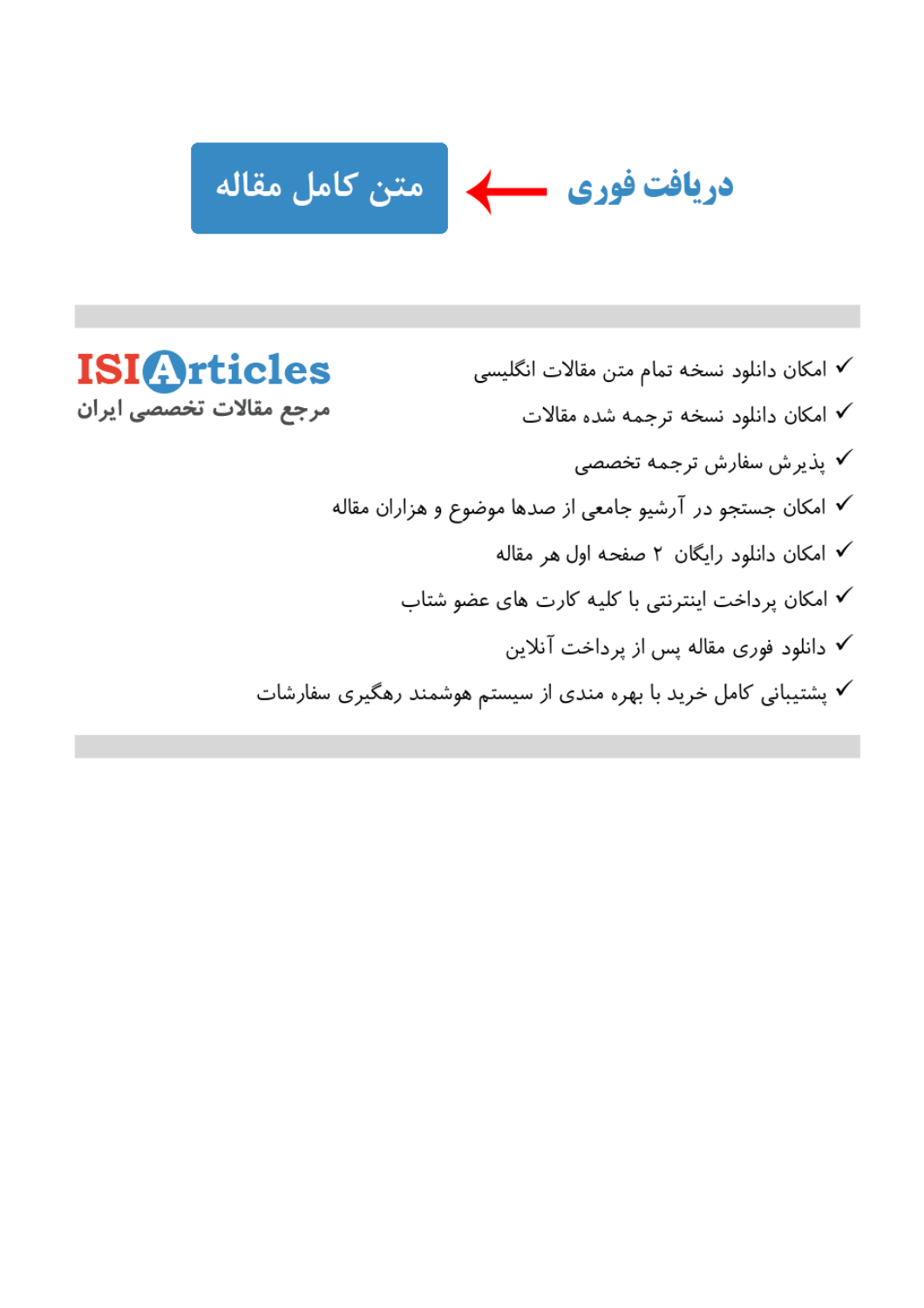دریافت فوری ← متن کامل مقاله

ISIArticles
مرجع مقالات تخصصی ایران

- ✓ امکان دانلود نسخه تمام متن مقالات انگلیسی
- ✓ امکان دانلود نسخه ترجمه شده مقالات
- ✓ پذیرش سفارش ترجمه تخصصی
- ✓ امکان جستجو در آرشیو جامعی از صدها موضوع و هزاران مقاله
- ✓ امکان دانلود رایگان ۲ صفحه اول هر مقاله
- ✓ امکان پرداخت اینترنتی با کلیه کارت های عضو شتاب
- ✓ دانلود فوری مقاله پس از پرداخت آنلاین
- ✓ پشتیبانی کامل خرید با بهره مندی از سیستم هوشمند رهگیری سفارشات